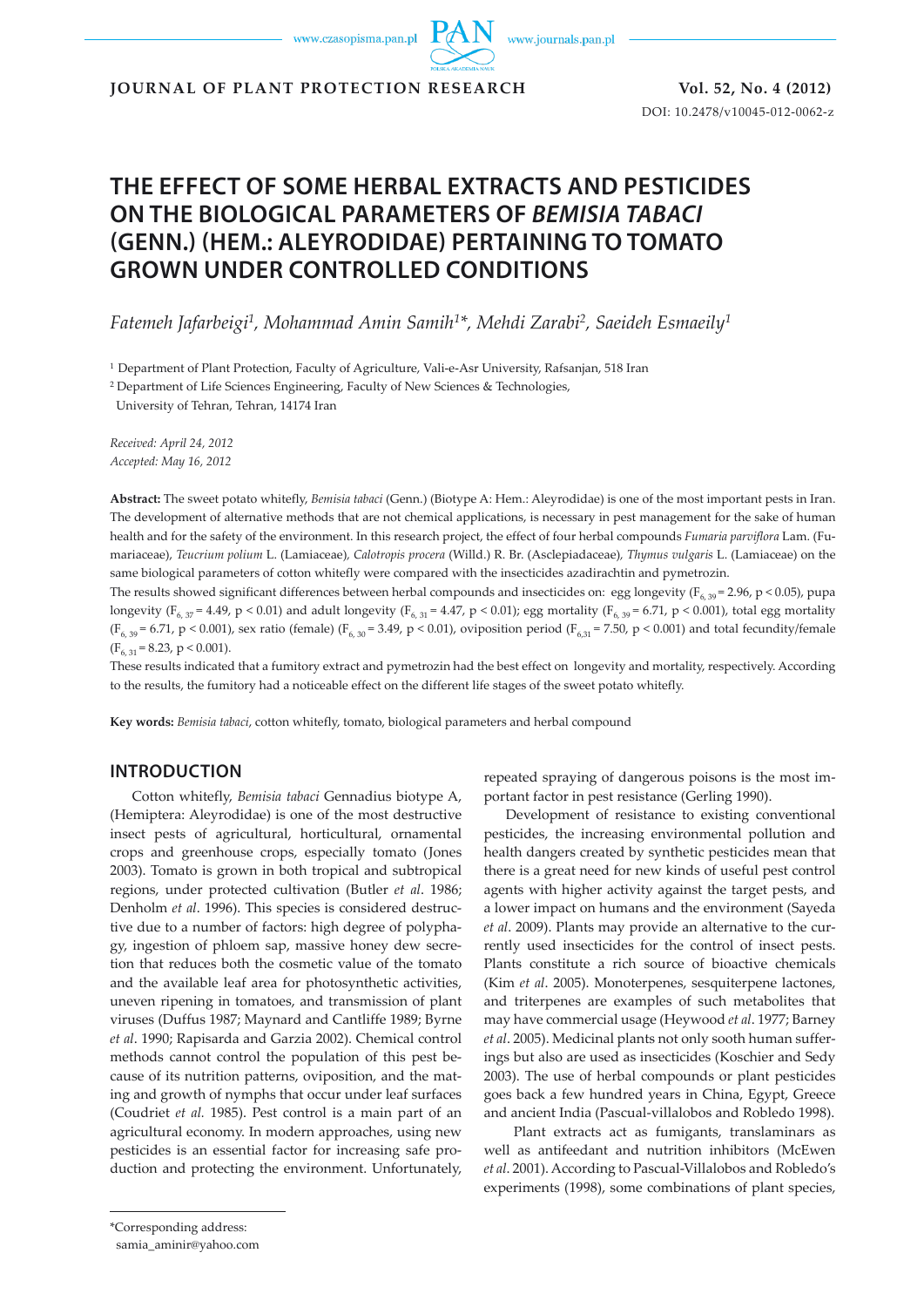**JOURNAL OF PLANT PROTECTION RESEARCH** **Vol. 52, No. 4 (2012)**

DOI: 10.2478/v10045-012-0062-z

# THE EFFECT OF SOME HERBAL EXTRACTS AND PESTICIDES ON THE BIOLOGICAL PARAMETERS OF *BEMISIA TABACI* (GENN.) (HEM.: ALEYRODIDAE) PERTAINING TO TOMATO GROWN UNDER CONTROLLED CONDITIONS

*Fatemeh Jafarbeigi[1], Mohammad Amin Samih[1]\*, Mehdi Zarabi[2], Saeideh Esmaeily[1]*

[1] Department of Plant Protection, Faculty of Agriculture, Vali-e-Asr University, Rafsanjan, 518 Iran

[2] Department of Life Sciences Engineering, Faculty of New Sciences & Technologies, University of Tehran, Tehran, 14174 Iran

*Received: April 24, 2012*
*Accepted: May 16, 2012*

**Abstract:** The sweet potato whitefly, *Bemisia tabaci* (Genn.) (Biotype A: Hem.: Aleyrodidae) is one of the most important pests in Iran. The development of alternative methods that are not chemical applications, is necessary in pest management for the sake of human health and for the safety of the environment. In this research project, the effect of four herbal compounds *Fumaria parviflora* Lam. (Fumariaceae), *Teucrium polium* L. (Lamiaceae), *Calotropis procera* (Willd.) R. Br. (Asclepiadaceae), *Thymus vulgaris* L. (Lamiaceae) on the same biological parameters of cotton whitefly were compared with the insecticides azadirachtin and pymetrozin.

The results showed significant differences between herbal compounds and insecticides on: egg longevity ($F_{6,39} = 2.96$, $p < 0.05$), pupa longevity ($F_{6,37} = 4.49$, $p < 0.01$) and adult longevity ($F_{6,31} = 4.47$, $p < 0.01$); egg mortality ($F_{6,39} = 6.71$, $p < 0.001$), total egg mortality ($F_{6,39} = 6.71$, $p < 0.001$), sex ratio (female) ($F_{6,30} = 3.49$, $p < 0.01$), oviposition period ($F_{6,31} = 7.50$, $p < 0.001$) and total fecundity/female ($F_{6,31} = 8.23$, $p < 0.001$).

These results indicated that a fumitory extract and pymetrozin had the best effect on longevity and mortality, respectively. According to the results, the fumitory had a noticeable effect on the different life stages of the sweet potato whitefly.

**Key words:** *Bemisia tabaci*, cotton whitefly, tomato, biological parameters and herbal compound

## INTRODUCTION

Cotton whitefly, *Bemisia tabaci* Gennadius biotype A, (Hemiptera: Aleyrodidae) is one of the most destructive insect pests of agricultural, horticultural, ornamental crops and greenhouse crops, especially tomato (Jones 2003). Tomato is grown in both tropical and subtropical regions, under protected cultivation (Butler *et al*. 1986; Denholm *et al*. 1996). This species is considered destructive due to a number of factors: high degree of polyphagy, ingestion of phloem sap, massive honey dew secretion that reduces both the cosmetic value of the tomato and the available leaf area for photosynthetic activities, uneven ripening in tomatoes, and transmission of plant viruses (Duffus 1987; Maynard and Cantliffe 1989; Byrne *et al*. 1990; Rapisarda and Garzia 2002). Chemical control methods cannot control the population of this pest because of its nutrition patterns, oviposition, and the mating and growth of nymphs that occur under leaf surfaces (Coudriet *et al.* 1985). Pest control is a main part of an agricultural economy. In modern approaches, using new pesticides is an essential factor for increasing safe production and protecting the environment. Unfortunately, repeated spraying of dangerous poisons is the most important factor in pest resistance (Gerling 1990).

Development of resistance to existing conventional pesticides, the increasing environmental pollution and health dangers created by synthetic pesticides mean that there is a great need for new kinds of useful pest control agents with higher activity against the target pests, and a lower impact on humans and the environment (Sayeda *et al*. 2009). Plants may provide an alternative to the currently used insecticides for the control of insect pests. Plants constitute a rich source of bioactive chemicals (Kim *et al*. 2005). Monoterpenes, sesquiterpene lactones, and triterpenes are examples of such metabolites that may have commercial usage (Heywood *et al*. 1977; Barney *et al*. 2005). Medicinal plants not only sooth human sufferings but also are used as insecticides (Koschier and Sedy 2003). The use of herbal compounds or plant pesticides goes back a few hundred years in China, Egypt, Greece and ancient India (Pascual-villalobos and Robledo 1998).

Plant extracts act as fumigants, translaminars as well as antifeedant and nutrition inhibitors (McEwen *et al.* 2001). According to Pascual-Villalobos and Robledo's experiments (1998), some combinations of plant species,

\*Corresponding address:
samia_aminir@yahoo.com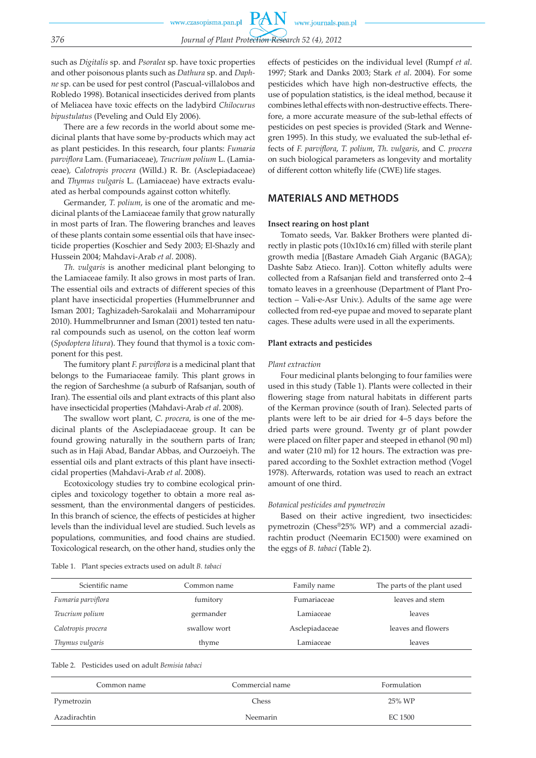such as *Digitalis* sp. and *Psoralea* sp. have toxic properties and other poisonous plants such as *Dathura* sp. and *Daphne* sp. can be used for pest control (Pascual-villalobos and Robledo 1998). Botanical insecticides derived from plants of Meliacea have toxic effects on the ladybird *Chilocurus bipustulatus* (Peveling and Ould Ely 2006).

There are a few records in the world about some medicinal plants that have some by-products which may act as plant pesticides. In this research, four plants: *Fumaria parviflora* Lam. (Fumariaceae), *Teucrium polium* L. (Lamiaceae), *Calotropis procera* (Willd.) R. Br. (Asclepiadaceae) and *Thymus vulgaris* L. (Lamiaceae) have extracts evaluated as herbal compounds against cotton whitefly.

Germander, *T. polium*, is one of the aromatic and medicinal plants of the Lamiaceae family that grow naturally in most parts of Iran. The flowering branches and leaves of these plants contain some essential oils that have insecticide properties (Koschier and Sedy 2003; El-Shazly and Hussein 2004; Mahdavi-Arab *et al*. 2008).

*Th. vulgaris* is another medicinal plant belonging to the Lamiaceae family. It also grows in most parts of Iran. The essential oils and extracts of different species of this plant have insecticidal properties (Hummelbrunner and Isman 2001; Taghizadeh-Sarokalaii and Moharramipour 2010). Hummelbrunner and Isman (2001) tested ten natural compounds such as usenol, on the cotton leaf worm (*Spodoptera litura*). They found that thymol is a toxic component for this pest.

The fumitory plant *F. parviflora* is a medicinal plant that belongs to the Fumariaceae family. This plant grows in the region of Sarcheshme (a suburb of Rafsanjan, south of Iran). The essential oils and plant extracts of this plant also have insecticidal properties (Mahdavi-Arab *et al*. 2008).

The swallow wort plant, *C. procera*, is one of the medicinal plants of the Asclepiadaceae group. It can be found growing naturally in the southern parts of Iran; such as in Haji Abad, Bandar Abbas, and Ourzoeiyh. The essential oils and plant extracts of this plant have insecticidal properties (Mahdavi-Arab *et al*. 2008).

Ecotoxicology studies try to combine ecological principles and toxicology together to obtain a more real assessment, than the environmental dangers of pesticides. In this branch of science, the effects of pesticides at higher levels than the individual level are studied. Such levels as populations, communities, and food chains are studied. Toxicological research, on the other hand, studies only the effects of pesticides on the individual level (Rumpf *et al*. 1997; Stark and Danks 2003; Stark *et al*. 2004). For some pesticides which have high non-destructive effects, the use of population statistics, is the ideal method, because it combines lethal effects with non-destructive effects. Therefore, a more accurate measure of the sub-lethal effects of pesticides on pest species is provided (Stark and Wennegren 1995). In this study, we evaluated the sub-lethal effects of *F. parviflora*, *T. polium*, *Th. vulgaris*, and *C. procera* on such biological parameters as longevity and mortality of different cotton whitefly life (CWE) life stages.

## MATERIALS AND METHODS

### Insect rearing on host plant

Tomato seeds, Var. Bakker Brothers were planted directly in plastic pots (10x10x16 cm) filled with sterile plant growth media [(Bastare Amadeh Giah Arganic (BAGA); Dashte Sabz Atieco. Iran)]. Cotton whitefly adults were collected from a Rafsanjan field and transferred onto 2–4 tomato leaves in a greenhouse (Department of Plant Protection – Vali-e-Asr Univ.). Adults of the same age were collected from red-eye pupae and moved to separate plant cages. These adults were used in all the experiments.

### Plant extracts and pesticides

*Plant extraction*

Four medicinal plants belonging to four families were used in this study (Table 1). Plants were collected in their flowering stage from natural habitats in different parts of the Kerman province (south of Iran). Selected parts of plants were left to be air dried for 4–5 days before the dried parts were ground. Twenty gr of plant powder were placed on filter paper and steeped in ethanol (90 ml) and water (210 ml) for 12 hours. The extraction was prepared according to the Soxhlet extraction method (Vogel 1978). Afterwards, rotation was used to reach an extract amount of one third.

*Botanical pesticides and pymetrozin*

Based on their active ingredient, two insecticides: pymetrozin (Chess®25% WP) and a commercial azadirachtin product (Neemarin EC1500) were examined on the eggs of *B. tabaci* (Table 2).

Table 1. Plant species extracts used on adult *B. tabaci*

| Scientific name | Common name | Family name | The parts of the plant used |
|---|---|---|---|
| *Fumaria parviflora* | fumitory | Fumariaceae | leaves and stem |
| *Teucrium polium* | germander | Lamiaceae | leaves |
| *Calotropis procera* | swallow wort | Asclepiadaceae | leaves and flowers |
| *Thymus vulgaris* | thyme | Lamiaceae | leaves |

Table 2. Pesticides used on adult *Bemisia tabaci*

| Common name | Commercial name | Formulation |
|---|---|---|
| Pymetrozin | Chess | 25% WP |
| Azadirachtin | Neemarin | EC 1500 |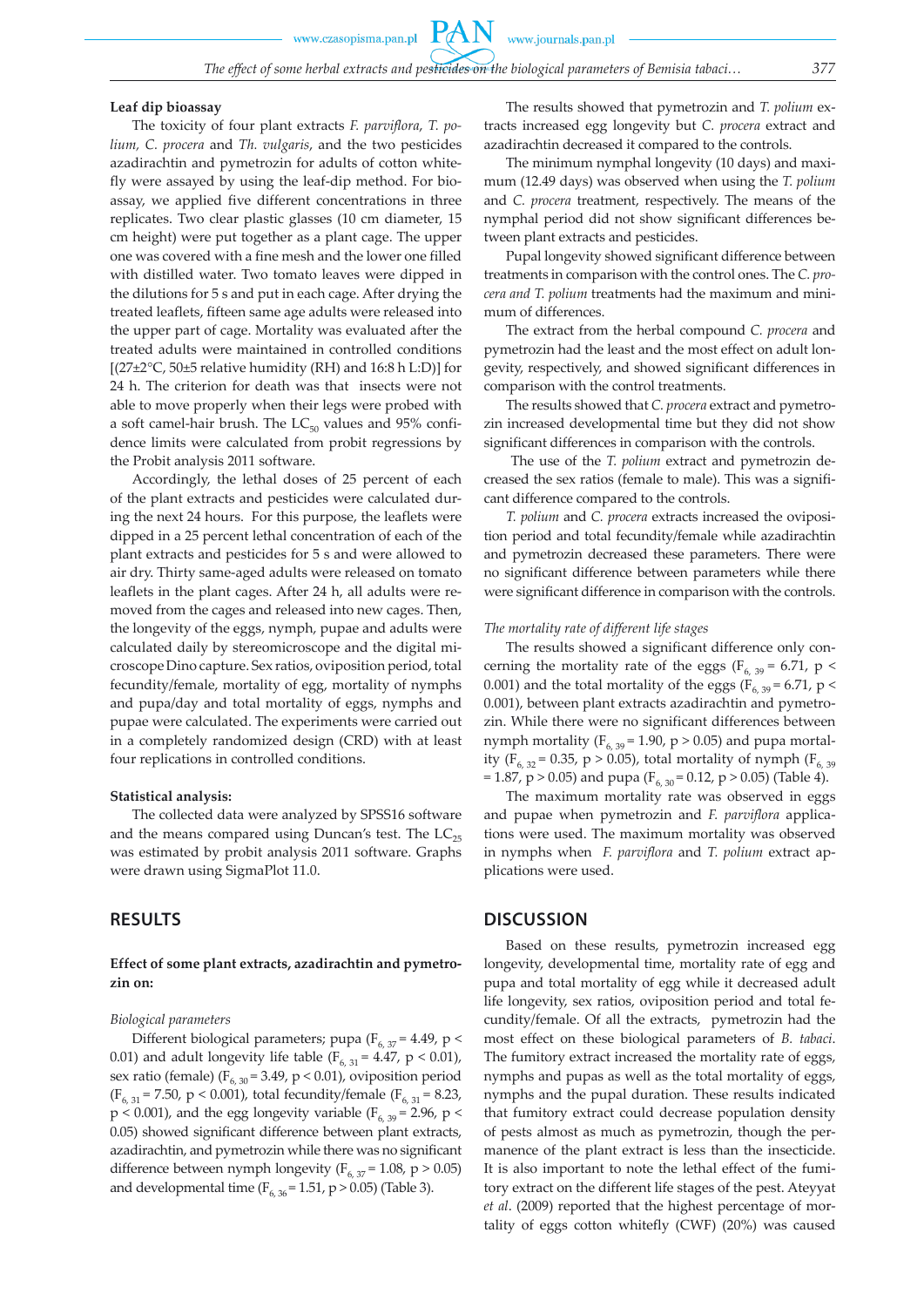**Leaf dip bioassay**

The toxicity of four plant extracts *F. parviflora*, *T. polium*, *C. procera* and *Th. vulgaris*, and the two pesticides azadirachtin and pymetrozin for adults of cotton whitefly were assayed by using the leaf-dip method. For bioassay, we applied five different concentrations in three replicates. Two clear plastic glasses (10 cm diameter, 15 cm height) were put together as a plant cage. The upper one was covered with a fine mesh and the lower one filled with distilled water. Two tomato leaves were dipped in the dilutions for 5 s and put in each cage. After drying the treated leaflets, fifteen same age adults were released into the upper part of cage. Mortality was evaluated after the treated adults were maintained in controlled conditions [(27±2°C, 50±5 relative humidity (RH) and 16:8 h L:D)] for 24 h. The criterion for death was that insects were not able to move properly when their legs were probed with a soft camel-hair brush. The $LC_{50}$ values and 95% confidence limits were calculated from probit regressions by the Probit analysis 2011 software.

Accordingly, the lethal doses of 25 percent of each of the plant extracts and pesticides were calculated during the next 24 hours. For this purpose, the leaflets were dipped in a 25 percent lethal concentration of each of the plant extracts and pesticides for 5 s and were allowed to air dry. Thirty same-aged adults were released on tomato leaflets in the plant cages. After 24 h, all adults were removed from the cages and released into new cages. Then, the longevity of the eggs, nymph, pupae and adults were calculated daily by stereomicroscope and the digital microscope Dino capture. Sex ratios, oviposition period, total fecundity/female, mortality of egg, mortality of nymphs and pupa/day and total mortality of eggs, nymphs and pupae were calculated. The experiments were carried out in a completely randomized design (CRD) with at least four replications in controlled conditions.

**Statistical analysis:**

The collected data were analyzed by SPSS16 software and the means compared using Duncan's test. The $LC_{25}$ was estimated by probit analysis 2011 software. Graphs were drawn using SigmaPlot 11.0.

## RESULTS

**Effect of some plant extracts, azadirachtin and pymetrozin on:**

*Biological parameters*

Different biological parameters; pupa ($F_{6, 37} = 4.49$, $p < 0.01$) and adult longevity life table ($F_{6, 31} = 4.47$, $p < 0.01$), sex ratio (female) ($F_{6, 30} = 3.49$, $p < 0.01$), oviposition period ($F_{6, 31} = 7.50$, $p < 0.001$), total fecundity/female ($F_{6, 31} = 8.23$, $p < 0.001$), and the egg longevity variable ($F_{6, 39} = 2.96$, $p < 0.05$) showed significant difference between plant extracts, azadirachtin, and pymetrozin while there was no significant difference between nymph longevity ($F_{6, 37} = 1.08$, $p > 0.05$) and developmental time ($F_{6, 36} = 1.51$, $p > 0.05$) (Table 3).

The results showed that pymetrozin and *T. polium* extracts increased egg longevity but *C. procera* extract and azadirachtin decreased it compared to the controls.

The minimum nymphal longevity (10 days) and maximum (12.49 days) was observed when using the *T. polium* and *C. procera* treatment, respectively. The means of the nymphal period did not show significant differences between plant extracts and pesticides.

Pupal longevity showed significant difference between treatments in comparison with the control ones. The *C. procera and T. polium* treatments had the maximum and minimum of differences.

The extract from the herbal compound *C. procera* and pymetrozin had the least and the most effect on adult longevity, respectively, and showed significant differences in comparison with the control treatments.

The results showed that *C. procera* extract and pymetrozin increased developmental time but they did not show significant differences in comparison with the controls.

The use of the *T. polium* extract and pymetrozin decreased the sex ratios (female to male). This was a significant difference compared to the controls.

*T. polium* and *C. procera* extracts increased the oviposition period and total fecundity/female while azadirachtin and pymetrozin decreased these parameters. There were no significant difference between parameters while there were significant difference in comparison with the controls.

*The mortality rate of different life stages*

The results showed a significant difference only concerning the mortality rate of the eggs ($F_{6, 39} = 6.71$, $p < 0.001$) and the total mortality of the eggs ($F_{6, 39} = 6.71$, $p < 0.001$), between plant extracts azadirachtin and pymetrozin. While there were no significant differences between nymph mortality ($F_{6, 39} = 1.90$, $p > 0.05$) and pupa mortality ($F_{6, 32} = 0.35$, $p > 0.05$), total mortality of nymph ($F_{6, 39} = 1.87$, $p > 0.05$) and pupa ($F_{6, 30} = 0.12$, $p > 0.05$) (Table 4).

The maximum mortality rate was observed in eggs and pupae when pymetrozin and *F. parviflora* applications were used. The maximum mortality was observed in nymphs when *F. parviflora* and *T. polium* extract applications were used.

## DISCUSSION

Based on these results, pymetrozin increased egg longevity, developmental time, mortality rate of egg and pupa and total mortality of egg while it decreased adult life longevity, sex ratios, oviposition period and total fecundity/female. Of all the extracts, pymetrozin had the most effect on these biological parameters of *B. tabaci*. The fumitory extract increased the mortality rate of eggs, nymphs and pupas as well as the total mortality of eggs, nymphs and the pupal duration. These results indicated that fumitory extract could decrease population density of pests almost as much as pymetrozin, though the permanence of the plant extract is less than the insecticide. It is also important to note the lethal effect of the fumitory extract on the different life stages of the pest. Ateyyat *et al*. (2009) reported that the highest percentage of mortality of eggs cotton whitefly (CWF) (20%) was caused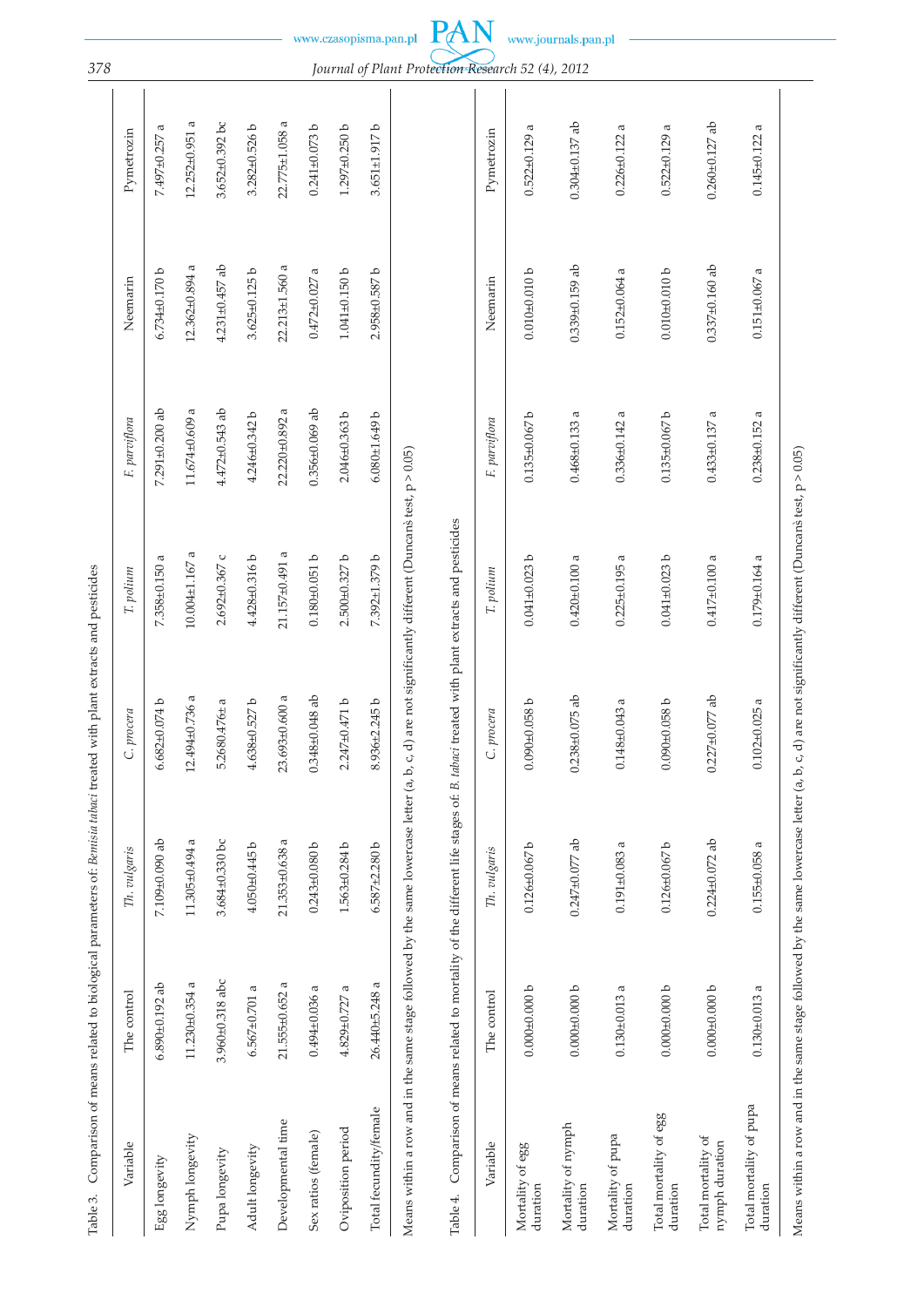Table 3. Comparison of means related to biological parameters of: *Bemisia tabaci* treated with plant extracts and pesticides

| Variable | The control | *Th. vulgaris* | *C. procera* | *T. polium* | *F. parviflora* | Neemarin | Pymetrozin |
|---|---|---|---|---|---|---|---|
| Egg longevity | 6.890±0.192 ab | 7.109±0.090 ab | 6.682±0.074 b | 7.358±0.150 a | 7.291±0.200 ab | 6.734±0.170 b | 7.497±0.257 a |
| Nymph longevity | 11.230±0.354 a | 11.305±0.494 a | 12.494±0.736 a | 10.004±1.167 a | 11.674±0.609 a | 12.362±0.894 a | 12.252±0.951 a |
| Pupa longevity | 3.960±0.318 abc | 3.684±0.330 bc | 5.2680.476± a | 2.692±0.367 c | 4.472±0.543 ab | 4.231±0.457 ab | 3.652±0.392 bc |
| Adult longevity | 6.567±0.701 a | 4.050±0.445 b | 4.638±0.527 b | 4.428±0.316 b | 4.246±0.342 b | 3.625±0.125 b | 3.282±0.526 b |
| Developmental time | 21.555±0.652 a | 21.353±0.638 a | 23.693±0.600 a | 21.157±0.491 a | 22.220±0.892 a | 22.213±1.560 a | 22.775±1.058 a |
| Sex ratios (female) | 0.494±0.036 a | 0.243±0.080 b | 0.348±0.048 ab | 0.180±0.051 b | 0.356±0.069 ab | 0.472±0.027 a | 0.241±0.073 b |
| Oviposition period | 4.829±0.727 a | 1.563±0.284 b | 2.247±0.471 b | 2.500±0.327 b | 2.046±0.363 b | 1.041±0.150 b | 1.297±0.250 b |
| Total fecundity/female | 26.440±5.248 a | 6.587±2.280 b | 8.936±2.245 b | 7.392±1.379 b | 6.080±1.649 b | 2.958±0.587 b | 3.651±1.917 b |

Means within a row and in the same stage followed by the same lowercase letter (a, b, c, d) are not significantly different (Duncan's test, $p > 0.05$)

Table 4. Comparison of means related to mortality of the different life stages of: *B. tabaci* treated with plant extracts and pesticides

| Variable | The control | *Th. vulgaris* | *C. procera* | *T. polium* | *F. parviflora* | Neemarin | Pymetrozin |
|---|---|---|---|---|---|---|---|
| Mortality of egg duration | 0.000±0.000 b | 0.126±0.067 b | 0.090±0.058 b | 0.041±0.023 b | 0.135±0.067 b | 0.010±0.010 b | 0.522±0.129 a |
| Mortality of nymph duration | 0.000±0.000 b | 0.247±0.077 ab | 0.238±0.075 ab | 0.420±0.100 a | 0.468±0.133 a | 0.339±0.159 ab | 0.304±0.137 ab |
| Mortality of pupa duration | 0.130±0.013 a | 0.191±0.083 a | 0.148±0.043 a | 0.225±0.195 a | 0.336±0.142 a | 0.152±0.064 a | 0.226±0.122 a |
| Total mortality of egg duration | 0.000±0.000 b | 0.126±0.067 b | 0.090±0.058 b | 0.041±0.023 b | 0.135±0.067 b | 0.010±0.010 b | 0.522±0.129 a |
| Total mortality of nymph duration | 0.000±0.000 b | 0.224±0.072 ab | 0.227±0.077 ab | 0.417±0.100 a | 0.433±0.137 a | 0.337±0.160 ab | 0.260±0.127 ab |
| Total mortality of pupa duration | 0.130±0.013 a | 0.155±0.058 a | 0.102±0.025 a | 0.179±0.164 a | 0.238±0.152 a | 0.151±0.067 a | 0.145±0.122 a |

Means within a row and in the same stage followed by the same lowercase letter (a, b, c, d) are not significantly different (Duncan's test, $p > 0.05$)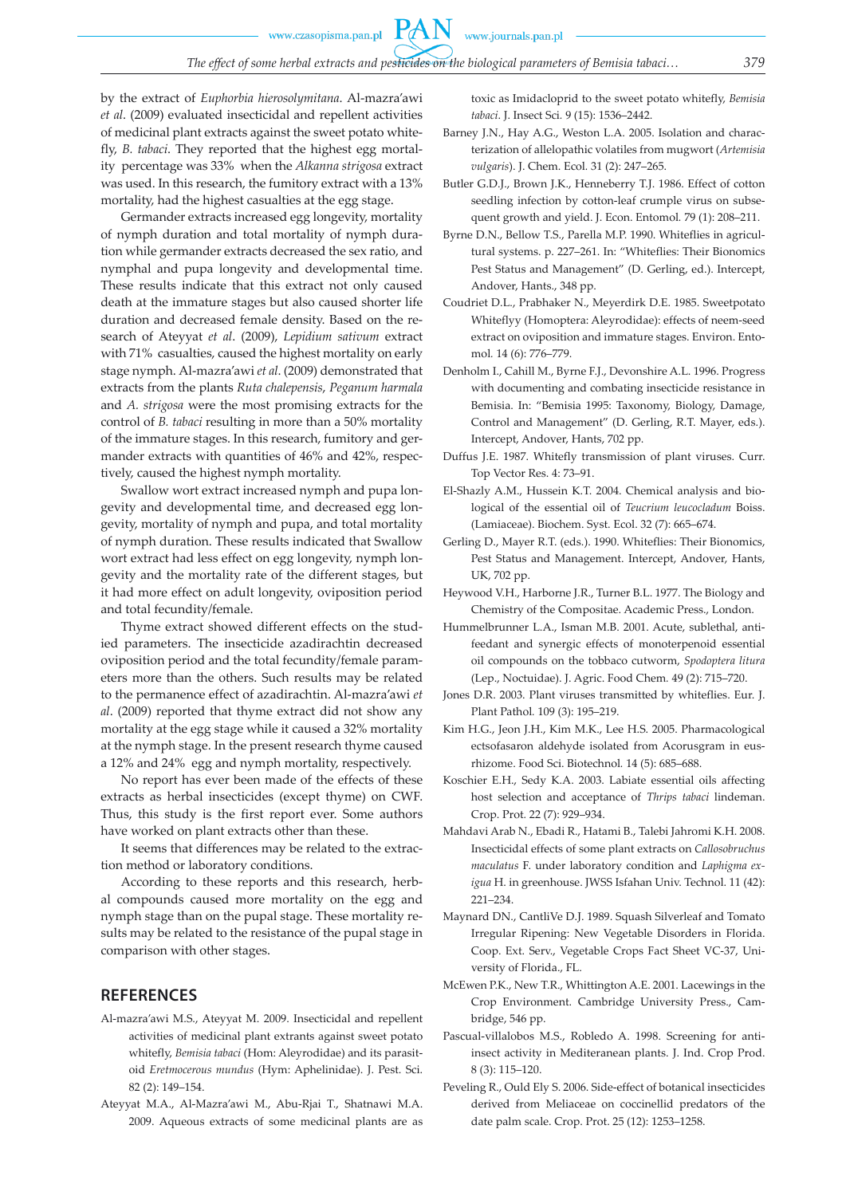by the extract of *Euphorbia hierosolymitana*. Al-mazra'awi *et al*. (2009) evaluated insecticidal and repellent activities of medicinal plant extracts against the sweet potato whitefly, *B. tabaci*. They reported that the highest egg mortality percentage was 33% when the *Alkanna strigosa* extract was used. In this research, the fumitory extract with a 13% mortality, had the highest casualties at the egg stage.

Germander extracts increased egg longevity, mortality of nymph duration and total mortality of nymph duration while germander extracts decreased the sex ratio, and nymphal and pupa longevity and developmental time. These results indicate that this extract not only caused death at the immature stages but also caused shorter life duration and decreased female density. Based on the research of Ateyyat *et al*. (2009), *Lepidium sativum* extract with 71% casualties, caused the highest mortality on early stage nymph. Al-mazra'awi *et al*. (2009) demonstrated that extracts from the plants *Ruta chalepensis*, *Peganum harmala* and *A. strigosa* were the most promising extracts for the control of *B. tabaci* resulting in more than a 50% mortality of the immature stages. In this research, fumitory and germander extracts with quantities of 46% and 42%, respectively, caused the highest nymph mortality.

Swallow wort extract increased nymph and pupa longevity and developmental time, and decreased egg longevity, mortality of nymph and pupa, and total mortality of nymph duration. These results indicated that Swallow wort extract had less effect on egg longevity, nymph longevity and the mortality rate of the different stages, but it had more effect on adult longevity, oviposition period and total fecundity/female.

Thyme extract showed different effects on the studied parameters. The insecticide azadirachtin decreased oviposition period and the total fecundity/female parameters more than the others. Such results may be related to the permanence effect of azadirachtin. Al-mazra'awi *et al*. (2009) reported that thyme extract did not show any mortality at the egg stage while it caused a 32% mortality at the nymph stage. In the present research thyme caused a 12% and 24% egg and nymph mortality, respectively.

No report has ever been made of the effects of these extracts as herbal insecticides (except thyme) on CWF. Thus, this study is the first report ever. Some authors have worked on plant extracts other than these.

It seems that differences may be related to the extraction method or laboratory conditions.

According to these reports and this research, herbal compounds caused more mortality on the egg and nymph stage than on the pupal stage. These mortality results may be related to the resistance of the pupal stage in comparison with other stages.

## REFERENCES

Al-mazra'awi M.S., Ateyyat M. 2009. Insecticidal and repellent activities of medicinal plant extrants against sweet potato whitefly, *Bemisia tabaci* (Hom: Aleyrodidae) and its parasitoid *Eretmocerous mundus* (Hym: Aphelinidae). J. Pest. Sci. 82 (2): 149–154.

Ateyyat M.A., Al-Mazra'awi M., Abu-Rjai T., Shatnawi M.A. 2009. Aqueous extracts of some medicinal plants are as toxic as Imidacloprid to the sweet potato whitefly, *Bemisia tabaci*. J. Insect Sci. 9 (15): 1536–2442.

Barney J.N., Hay A.G., Weston L.A. 2005. Isolation and characterization of allelopathic volatiles from mugwort (*Artemisia vulgaris*). J. Chem. Ecol. 31 (2): 247–265.

Butler G.D.J., Brown J.K., Henneberry T.J. 1986. Effect of cotton seedling infection by cotton-leaf crumple virus on subsequent growth and yield. J. Econ. Entomol. 79 (1): 208–211.

Byrne D.N., Bellow T.S., Parella M.P. 1990. Whiteflies in agricultural systems. p. 227–261. In: "Whiteflies: Their Bionomics Pest Status and Management" (D. Gerling, ed.). Intercept, Andover, Hants., 348 pp.

Coudriet D.L., Prabhaker N., Meyerdirk D.E. 1985. Sweetpotato Whiteflyy (Homoptera: Aleyrodidae): effects of neem-seed extract on oviposition and immature stages. Environ. Entomol. 14 (6): 776–779.

Denholm I., Cahill M., Byrne F.J., Devonshire A.L. 1996. Progress with documenting and combating insecticide resistance in Bemisia. In: "Bemisia 1995: Taxonomy, Biology, Damage, Control and Management" (D. Gerling, R.T. Mayer, eds.). Intercept, Andover, Hants, 702 pp.

Duffus J.E. 1987. Whitefly transmission of plant viruses. Curr. Top Vector Res. 4: 73–91.

El-Shazly A.M., Hussein K.T. 2004. Chemical analysis and biological of the essential oil of *Teucrium leucocladum* Boiss. (Lamiaceae). Biochem. Syst. Ecol. 32 (7): 665–674.

Gerling D., Mayer R.T. (eds.). 1990. Whiteflies: Their Bionomics, Pest Status and Management. Intercept, Andover, Hants, UK, 702 pp.

Heywood V.H., Harborne J.R., Turner B.L. 1977. The Biology and Chemistry of the Compositae. Academic Press., London.

Hummelbrunner L.A., Isman M.B. 2001. Acute, sublethal, antifeedant and synergic effects of monoterpenoid essential oil compounds on the tobbaco cutworm, *Spodoptera litura* (Lep., Noctuidae). J. Agric. Food Chem. 49 (2): 715–720.

Jones D.R. 2003. Plant viruses transmitted by whiteflies. Eur. J. Plant Pathol. 109 (3): 195–219.

Kim H.G., Jeon J.H., Kim M.K., Lee H.S. 2005. Pharmacological ectsofasaron aldehyde isolated from Acorusgram in eusrhizome. Food Sci. Biotechnol. 14 (5): 685–688.

Koschier E.H., Sedy K.A. 2003. Labiate essential oils affecting host selection and acceptance of *Thrips tabaci* lindeman. Crop. Prot. 22 (7): 929–934.

Mahdavi Arab N., Ebadi R., Hatami B., Talebi Jahromi K.H. 2008. Insecticidal effects of some plant extracts on *Callosobruchus maculatus* F. under laboratory condition and *Laphigma exigua* H. in greenhouse. JWSS Isfahan Univ. Technol. 11 (42): 221–234.

Maynard DN., CantliVe D.J. 1989. Squash Silverleaf and Tomato Irregular Ripening: New Vegetable Disorders in Florida. Coop. Ext. Serv., Vegetable Crops Fact Sheet VC-37, University of Florida., FL.

McEwen P.K., New T.R., Whittington A.E. 2001. Lacewings in the Crop Environment. Cambridge University Press., Cambridge, 546 pp.

Pascual-villalobos M.S., Robledo A. 1998. Screening for anti-insect activity in Mediteranean plants. J. Ind. Crop Prod. 8 (3): 115–120.

Peveling R., Ould Ely S. 2006. Side-effect of botanical insecticides derived from Meliaceae on coccinellid predators of the date palm scale. Crop. Prot. 25 (12): 1253–1258.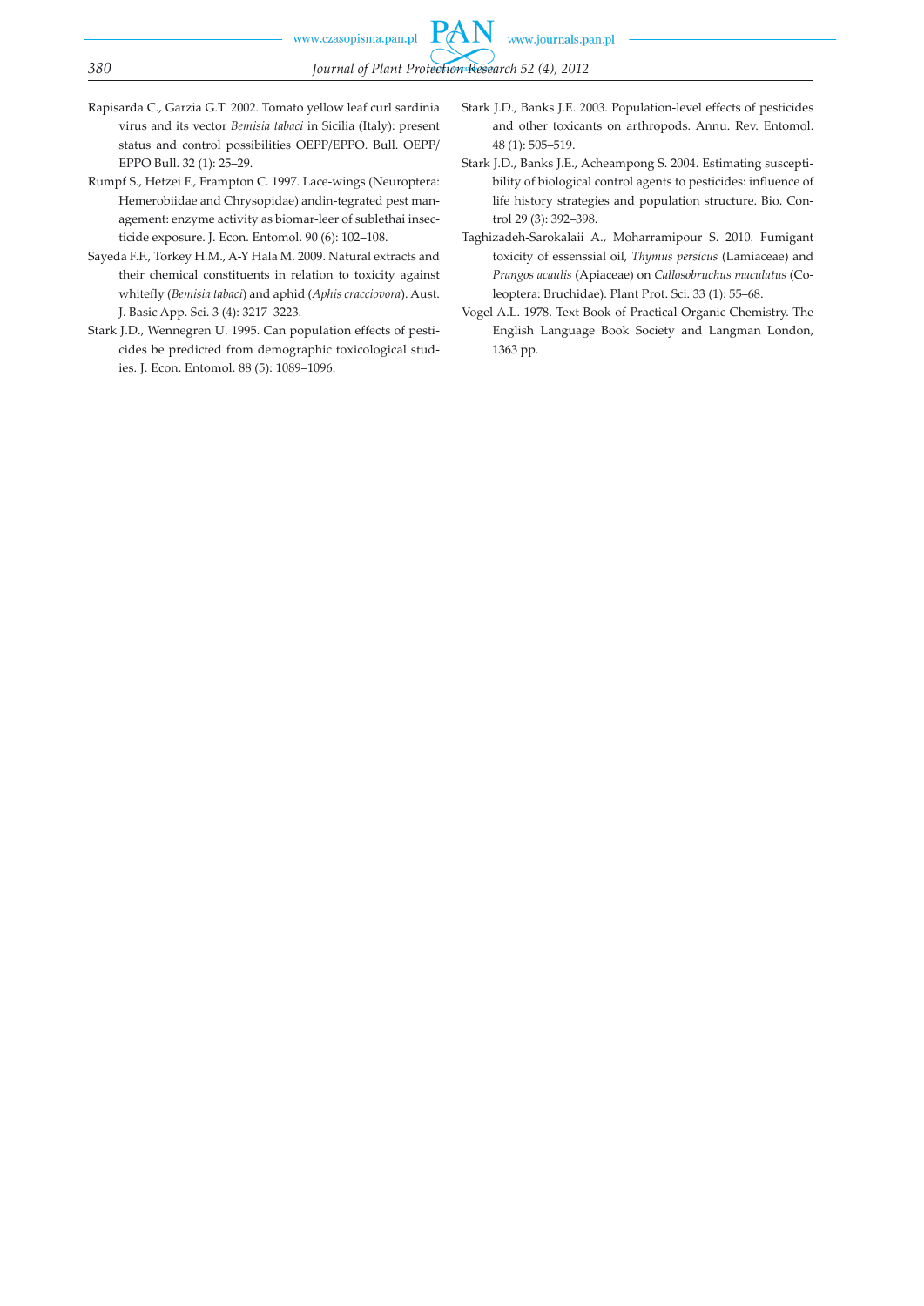Rapisarda C., Garzia G.T. 2002. Tomato yellow leaf curl sardinia virus and its vector *Bemisia tabaci* in Sicilia (Italy): present status and control possibilities OEPP/EPPO. Bull. OEPP/EPPO Bull. 32 (1): 25–29.

Rumpf S., Hetzei F., Frampton C. 1997. Lace-wings (Neuroptera: Hemerobiidae and Chrysopidae) andin-tegrated pest management: enzyme activity as biomar-leer of sublethai insecticide exposure. J. Econ. Entomol. 90 (6): 102–108.

Sayeda F.F., Torkey H.M., A-Y Hala M. 2009. Natural extracts and their chemical constituents in relation to toxicity against whitefly (*Bemisia tabaci*) and aphid (*Aphis cracciovora*). Aust. J. Basic App. Sci. 3 (4): 3217–3223.

Stark J.D., Wennegren U. 1995. Can population effects of pesticides be predicted from demographic toxicological studies. J. Econ. Entomol. 88 (5): 1089–1096.

Stark J.D., Banks J.E. 2003. Population-level effects of pesticides and other toxicants on arthropods. Annu. Rev. Entomol. 48 (1): 505–519.

Stark J.D., Banks J.E., Acheampong S. 2004. Estimating susceptibility of biological control agents to pesticides: influence of life history strategies and population structure. Bio. Control 29 (3): 392–398.

Taghizadeh-Sarokalaii A., Moharramipour S. 2010. Fumigant toxicity of essenssial oil, *Thymus persicus* (Lamiaceae) and *Prangos acaulis* (Apiaceae) on *Callosobruchus maculatus* (Coleoptera: Bruchidae). Plant Prot. Sci. 33 (1): 55–68.

Vogel A.L. 1978. Text Book of Practical-Organic Chemistry. The English Language Book Society and Langman London, 1363 pp.